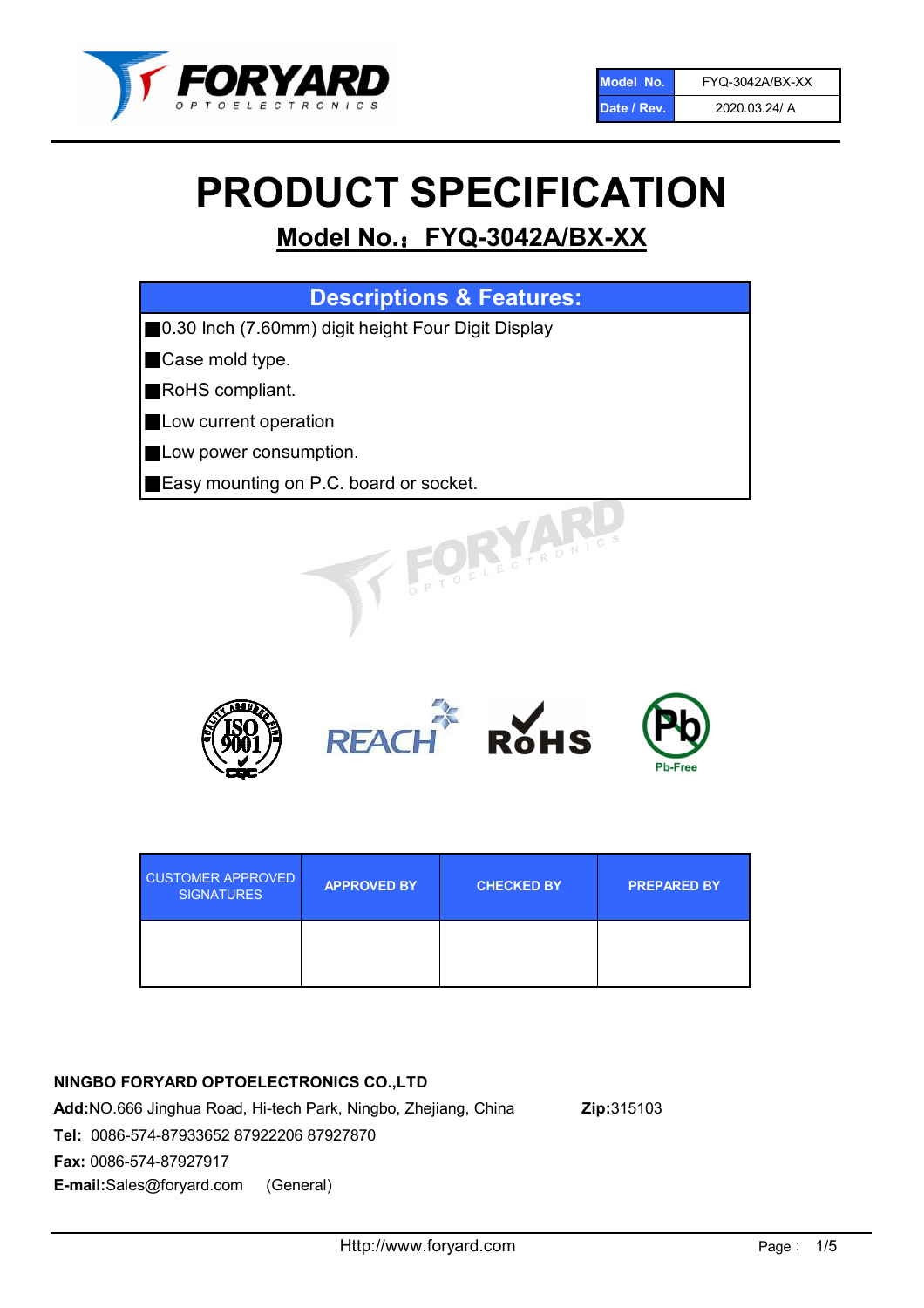| Model No. | FYQ-3042A/BX-XX |
| --- | --- |
| Date / Rev. | 2020.03.24/ A |

# PRODUCT SPECIFICATION

## Model No.：FYQ-3042A/BX-XX

### Descriptions & Features:

- 0.30 Inch (7.60mm) digit height Four Digit Display
- Case mold type.
- RoHS compliant.
- Low current operation
- Low power consumption.
- Easy mounting on P.C. board or socket.

| CUSTOMER APPROVED SIGNATURES | APPROVED BY | CHECKED BY | PREPARED BY |
| --- | --- | --- | --- |
| | | | |

**NINGBO FORYARD OPTOELECTRONICS CO.,LTD**

**Add:**NO.666 Jinghua Road, Hi-tech Park, Ningbo, Zhejiang, China **Zip:**315103

**Tel:** 0086-574-87933652 87922206 87927870

**Fax:** 0086-574-87927917

**E-mail:**Sales@foryard.com (General)

Http://www.foryard.com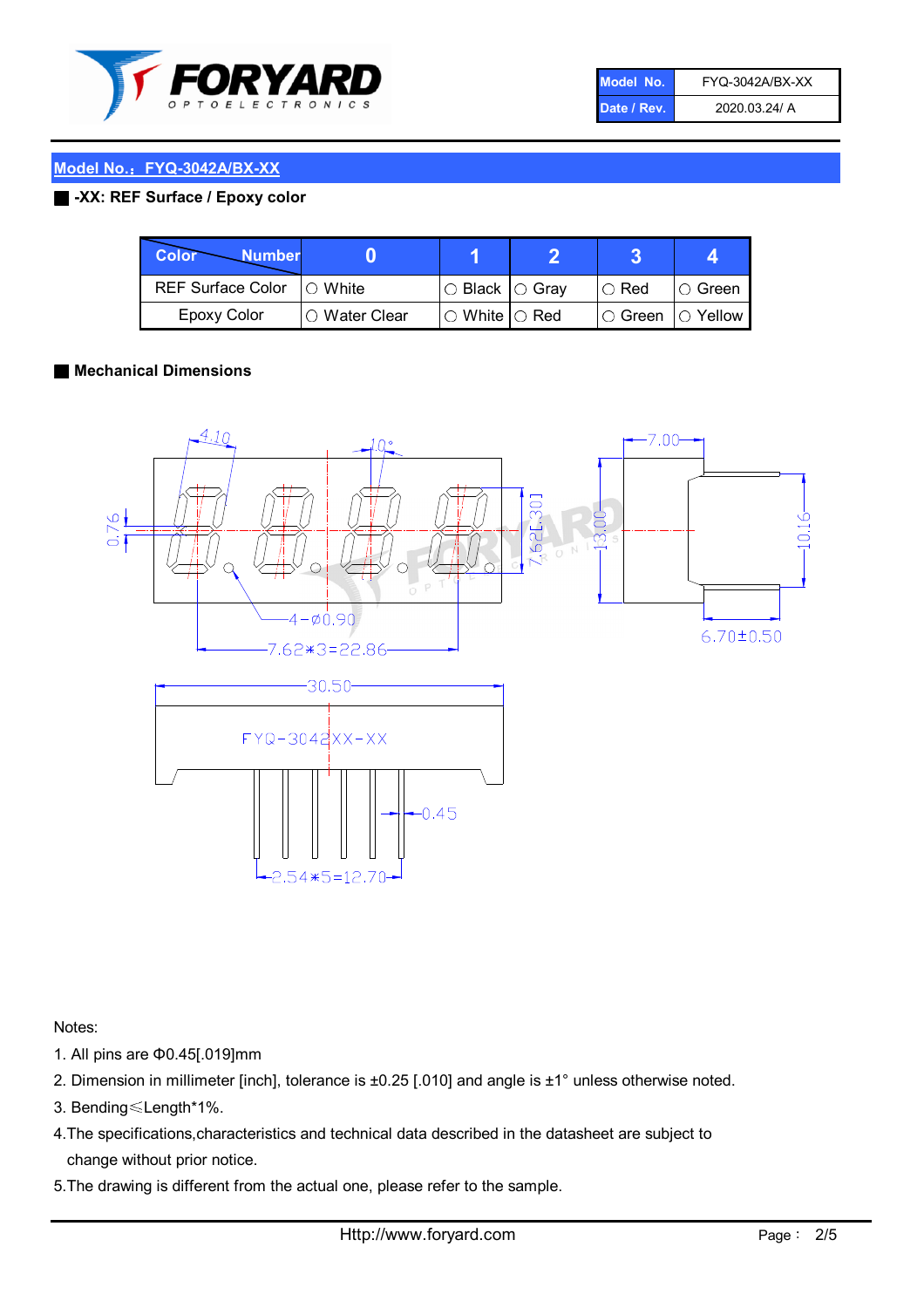| Model No. | FYQ-3042A/BX-XX |
|---|---|
| Date / Rev. | 2020.03.24/ A |

## Model No.：FYQ-3042A/BX-XX

### -XX: REF Surface / Epoxy color

| Color \ Number | 0 | 1 | 2 | 3 | 4 |
|---|---|---|---|---|---|
| REF Surface Color | ○ White | ○ Black | ○ Gray | ○ Red | ○ Green |
| Epoxy Color | ○ Water Clear | ○ White | ○ Red | ○ Green | ○ Yellow |

### Mechanical Dimensions

4.10  
10°  
0.76  
7.62[.30]  
13.00  
7.00  
10.16  
6.70±0.50  
4-Ø0.90  
7.62*3=22.86  
30.50  
FYQ-3042XX-XX  
0.45  
2.54*5=12.70

Notes:

1. All pins are Φ0.45[.019]mm
2. Dimension in millimeter [inch], tolerance is ±0.25 [.010] and angle is ±1° unless otherwise noted.
3. Bending≤Length*1%.
4. The specifications,characteristics and technical data described in the datasheet are subject to change without prior notice.
5. The drawing is different from the actual one, please refer to the sample.

Http://www.foryard.com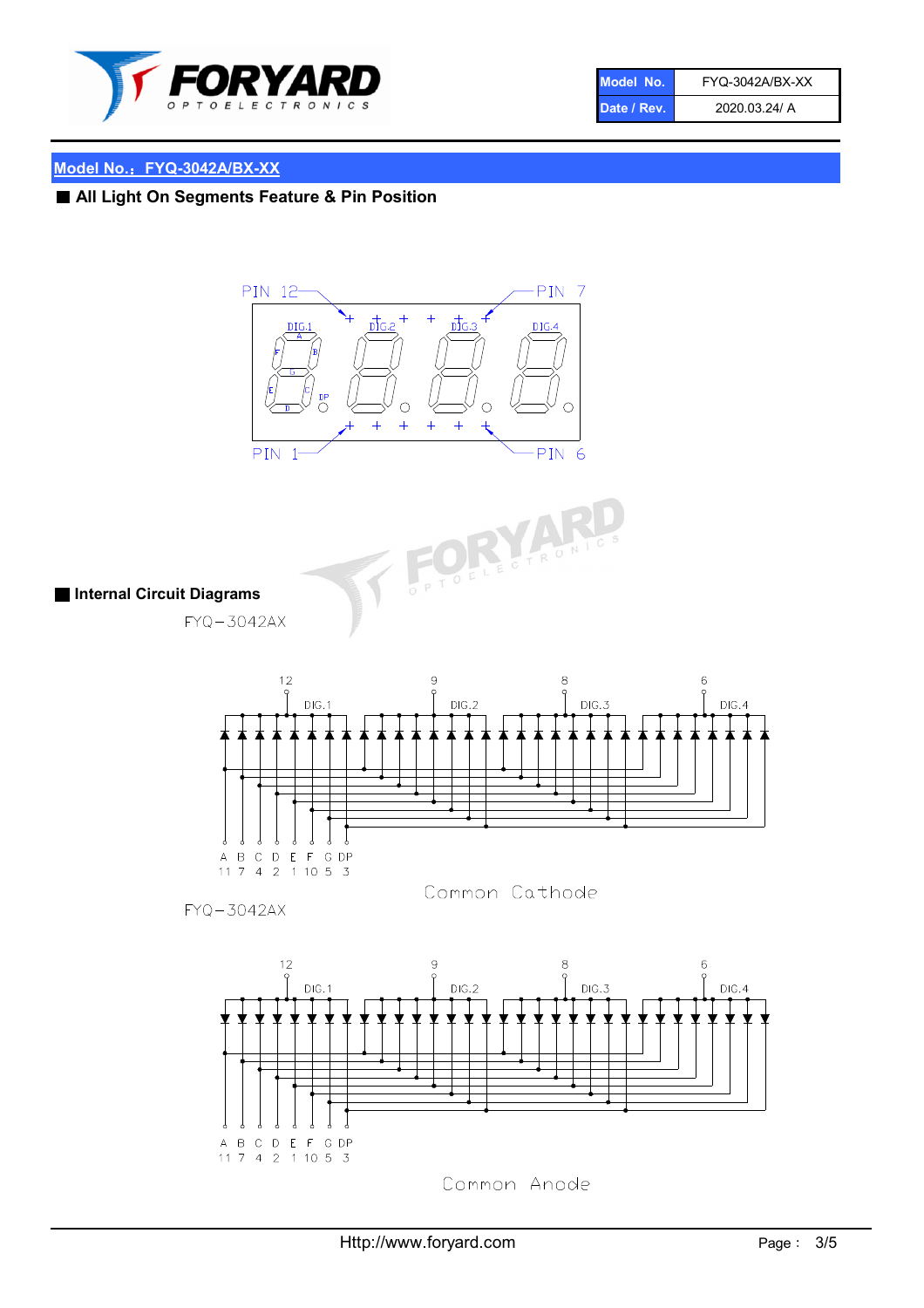## Model No.：FYQ-3042A/BX-XX

### All Light On Segments Feature & Pin Position

PIN 12 PIN 7

DIG.1 DIG.2 DIG.3 DIG.4

PIN 1 PIN 6

### Internal Circuit Diagrams

FYQ－3042AX

12 9 8 6

DIG.1 DIG.2 DIG.3 DIG.4

A B C D E F G DP
11 7 4 2 1 10 5 3

Common Cathode

FYQ－3042AX

12 9 8 6

DIG.1 DIG.2 DIG.3 DIG.4

A B C D E F G DP
11 7 4 2 1 10 5 3

Common Anode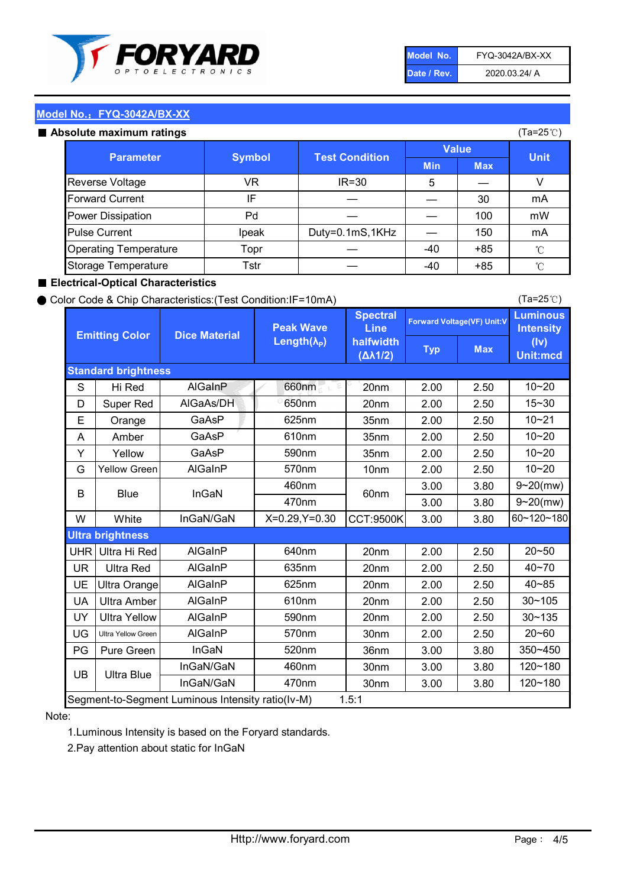| Model No. | FYQ-3042A/BX-XX |
|---|---|
| Date / Rev. | 2020.03.24/ A |

## Model No.：FYQ-3042A/BX-XX

### ■ Absolute maximum ratings

(Ta=25℃)

| Parameter | Symbol | Test Condition | Value | | Unit |
|---|---|---|---|---|---|
| | | | Min | Max | |
| Reverse Voltage | VR | IR=30 | 5 | — | V |
| Forward Current | IF | — | — | 30 | mA |
| Power Dissipation | Pd | — | — | 100 | mW |
| Pulse Current | Ipeak | Duty=0.1mS,1KHz | — | 150 | mA |
| Operating Temperature | Topr | — | -40 | +85 | ℃ |
| Storage Temperature | Tstr | — | -40 | +85 | ℃ |

### ■ Electrical-Optical Characteristics

● Color Code & Chip Characteristics:(Test Condition:IF=10mA)

(Ta=25℃)

| | Emitting Color | Dice Material | Peak Wave Length($\lambda_P$) | Spectral Line halfwidth ($\Delta\lambda 1/2$) | Forward Voltage(VF) Unit:V | | Luminous Intensity (Iv) Unit:mcd |
|---|---|---|---|---|---|---|---|
| | | | | | Typ | Max | |
| **Standard brightness** | | | | | | | |
| S | Hi Red | AlGaInP | 660nm | 20nm | 2.00 | 2.50 | 10~20 |
| D | Super Red | AlGaAs/DH | 650nm | 20nm | 2.00 | 2.50 | 15~30 |
| E | Orange | GaAsP | 625nm | 35nm | 2.00 | 2.50 | 10~21 |
| A | Amber | GaAsP | 610nm | 35nm | 2.00 | 2.50 | 10~20 |
| Y | Yellow | GaAsP | 590nm | 35nm | 2.00 | 2.50 | 10~20 |
| G | Yellow Green | AlGaInP | 570nm | 10nm | 2.00 | 2.50 | 10~20 |
| B | Blue | InGaN | 460nm | 60nm | 3.00 | 3.80 | 9~20(mw) |
| | | | 470nm | | 3.00 | 3.80 | 9~20(mw) |
| W | White | InGaN/GaN | X=0.29,Y=0.30 | CCT:9500K | 3.00 | 3.80 | 60~120~180 |
| **Ultra brightness** | | | | | | | |
| UHR | Ultra Hi Red | AlGaInP | 640nm | 20nm | 2.00 | 2.50 | 20~50 |
| UR | Ultra Red | AlGaInP | 635nm | 20nm | 2.00 | 2.50 | 40~70 |
| UE | Ultra Orange | AlGaInP | 625nm | 20nm | 2.00 | 2.50 | 40~85 |
| UA | Ultra Amber | AlGaInP | 610nm | 20nm | 2.00 | 2.50 | 30~105 |
| UY | Ultra Yellow | AlGaInP | 590nm | 20nm | 2.00 | 2.50 | 30~135 |
| UG | Ultra Yellow Green | AlGaInP | 570nm | 30nm | 2.00 | 2.50 | 20~60 |
| PG | Pure Green | InGaN | 520nm | 36nm | 3.00 | 3.80 | 350~450 |
| UB | Ultra Blue | InGaN/GaN | 460nm | 30nm | 3.00 | 3.80 | 120~180 |
| | | InGaN/GaN | 470nm | 30nm | 3.00 | 3.80 | 120~180 |
| Segment-to-Segment Luminous Intensity ratio(Iv-M) | | | 1.5:1 | | | | |

Note:

1.Luminous Intensity is based on the Foryard standards.

2.Pay attention about static for InGaN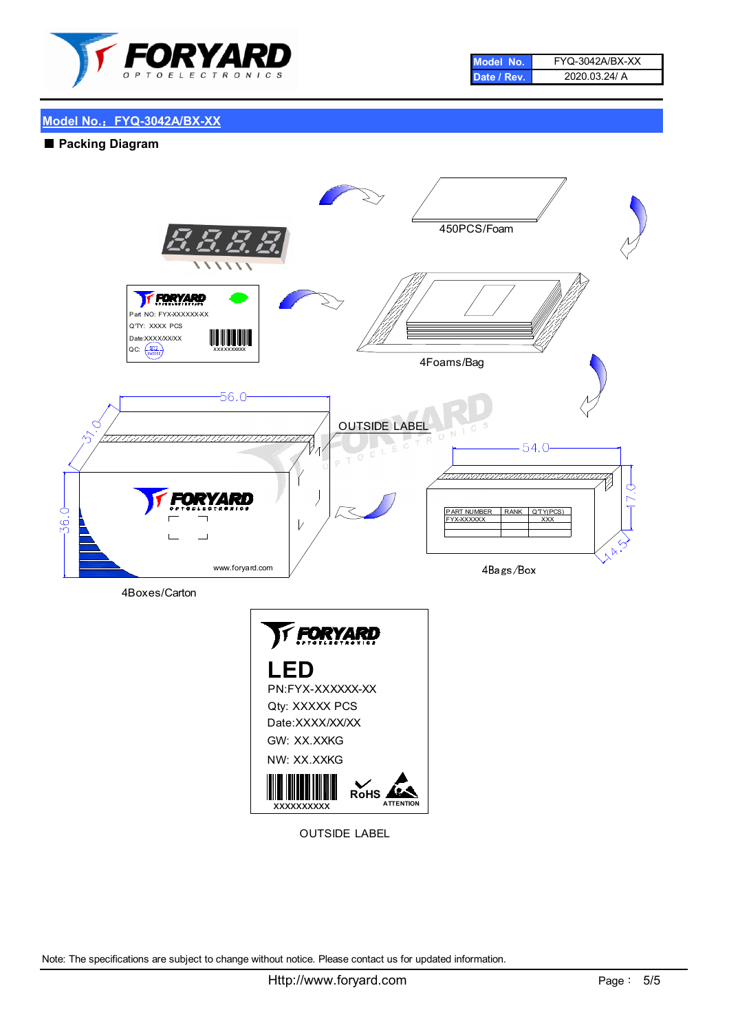| Model No. | FYQ-3042A/BX-XX |
| --- | --- |
| Date / Rev. | 2020.03.24/ A |

## Model No.：FYQ-3042A/BX-XX

■ Packing Diagram

450PCS/Foam

Part NO: FYX-XXXXXXX-XX
Q'TY: XXXX PCS
Date:XXXX/XX/XX
QC:

4Foams/Bag

56.0
31.0
36.0

OUTSIDE LABEL

54.0
17.0
14.5

| PART NUMBER | RANK | Q'TY(PCS) |
| --- | --- | --- |
| FYX-XXXXXX | | XXX |

www.foryard.com

4Boxes/Carton

4Bags/Box

LED
PN:FYX-XXXXXX-XX
Qty: XXXXX PCS
Date:XXXX/XX/XX
GW: XX.XXKG
NW: XX.XXKG
XXXXXXXXXX
RoHS
ATTENTION

OUTSIDE LABEL

Note: The specifications are subject to change without notice. Please contact us for updated information.

Http://www.foryard.com